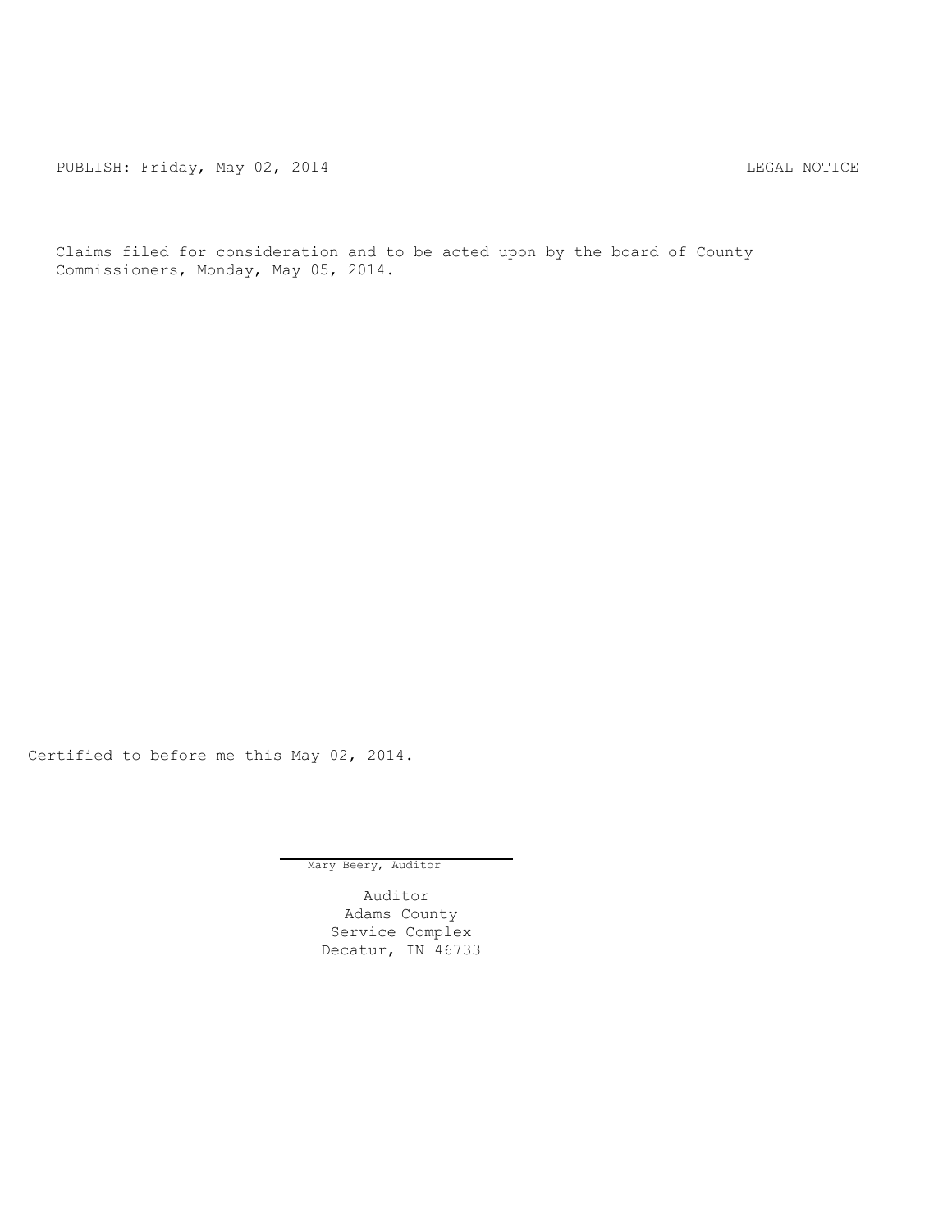PUBLISH: Friday, May 02, 2014 LEGAL NOTICE

Claims filed for consideration and to be acted upon by the board of County Commissioners, Monday, May 05, 2014.

Certified to before me this May 02, 2014.

Mary Beery, Auditor

Auditor
Adams County
Service Complex
Decatur, IN 46733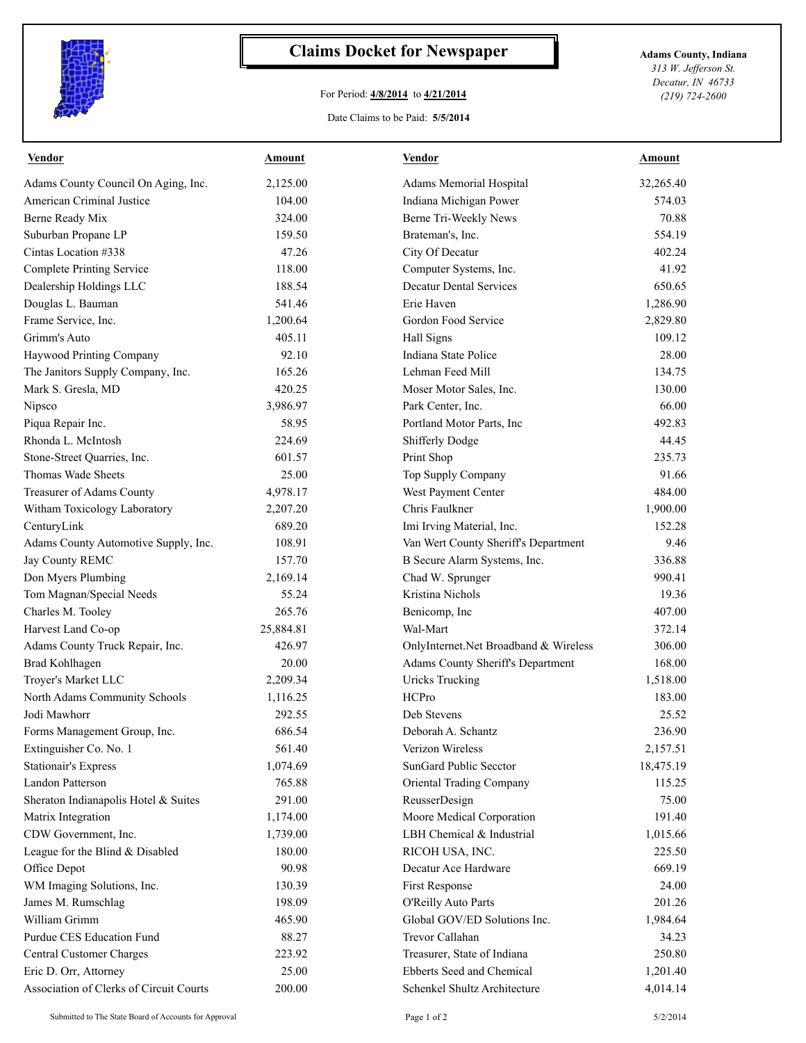# Claims Docket for Newspaper

For Period: **4/8/2014** to **4/21/2014**

Date Claims to be Paid: **5/5/2014**

**Adams County, Indiana**
*313 W. Jefferson St.*
*Decatur, IN 46733*
*(219) 724-2600*

| Vendor | Amount | Vendor | Amount |
|---|---|---|---|
| Adams County Council On Aging, Inc. | 2,125.00 | Adams Memorial Hospital | 32,265.40 |
| American Criminal Justice | 104.00 | Indiana Michigan Power | 574.03 |
| Berne Ready Mix | 324.00 | Berne Tri-Weekly News | 70.88 |
| Suburban Propane LP | 159.50 | Brateman's, Inc. | 554.19 |
| Cintas Location #338 | 47.26 | City Of Decatur | 402.24 |
| Complete Printing Service | 118.00 | Computer Systems, Inc. | 41.92 |
| Dealership Holdings LLC | 188.54 | Decatur Dental Services | 650.65 |
| Douglas L. Bauman | 541.46 | Erie Haven | 1,286.90 |
| Frame Service, Inc. | 1,200.64 | Gordon Food Service | 2,829.80 |
| Grimm's Auto | 405.11 | Hall Signs | 109.12 |
| Haywood Printing Company | 92.10 | Indiana State Police | 28.00 |
| The Janitors Supply Company, Inc. | 165.26 | Lehman Feed Mill | 134.75 |
| Mark S. Gresla, MD | 420.25 | Moser Motor Sales, Inc. | 130.00 |
| Nipsco | 3,986.97 | Park Center, Inc. | 66.00 |
| Piqua Repair Inc. | 58.95 | Portland Motor Parts, Inc | 492.83 |
| Rhonda L. McIntosh | 224.69 | Shifferly Dodge | 44.45 |
| Stone-Street Quarries, Inc. | 601.57 | Print Shop | 235.73 |
| Thomas Wade Sheets | 25.00 | Top Supply Company | 91.66 |
| Treasurer of Adams County | 4,978.17 | West Payment Center | 484.00 |
| Witham Toxicology Laboratory | 2,207.20 | Chris Faulkner | 1,900.00 |
| CenturyLink | 689.20 | Imi Irving Material, Inc. | 152.28 |
| Adams County Automotive Supply, Inc. | 108.91 | Van Wert County Sheriff's Department | 9.46 |
| Jay County REMC | 157.70 | B Secure Alarm Systems, Inc. | 336.88 |
| Don Myers Plumbing | 2,169.14 | Chad W. Sprunger | 990.41 |
| Tom Magnan/Special Needs | 55.24 | Kristina Nichols | 19.36 |
| Charles M. Tooley | 265.76 | Benicomp, Inc | 407.00 |
| Harvest Land Co-op | 25,884.81 | Wal-Mart | 372.14 |
| Adams County Truck Repair, Inc. | 426.97 | OnlyInternet.Net Broadband & Wireless | 306.00 |
| Brad Kohlhagen | 20.00 | Adams County Sheriff's Department | 168.00 |
| Troyer's Market LLC | 2,209.34 | Uricks Trucking | 1,518.00 |
| North Adams Community Schools | 1,116.25 | HCPro | 183.00 |
| Jodi Mawhorr | 292.55 | Deb Stevens | 25.52 |
| Forms Management Group, Inc. | 686.54 | Deborah A. Schantz | 236.90 |
| Extinguisher Co. No. 1 | 561.40 | Verizon Wireless | 2,157.51 |
| Stationair's Express | 1,074.69 | SunGard Public Secctor | 18,475.19 |
| Landon Patterson | 765.88 | Oriental Trading Company | 115.25 |
| Sheraton Indianapolis Hotel & Suites | 291.00 | ReusserDesign | 75.00 |
| Matrix Integration | 1,174.00 | Moore Medical Corporation | 191.40 |
| CDW Government, Inc. | 1,739.00 | LBH Chemical & Industrial | 1,015.66 |
| League for the Blind & Disabled | 180.00 | RICOH USA, INC. | 225.50 |
| Office Depot | 90.98 | Decatur Ace Hardware | 669.19 |
| WM Imaging Solutions, Inc. | 130.39 | First Response | 24.00 |
| James M. Rumschlag | 198.09 | O'Reilly Auto Parts | 201.26 |
| William Grimm | 465.90 | Global GOV/ED Solutions Inc. | 1,984.64 |
| Purdue CES Education Fund | 88.27 | Trevor Callahan | 34.23 |
| Central Customer Charges | 223.92 | Treasurer, State of Indiana | 250.80 |
| Eric D. Orr, Attorney | 25.00 | Ebberts Seed and Chemical | 1,201.40 |
| Association of Clerks of Circuit Courts | 200.00 | Schenkel Shultz Architecture | 4,014.14 |

Submitted to The State Board of Accounts for Approval — 5/2/2014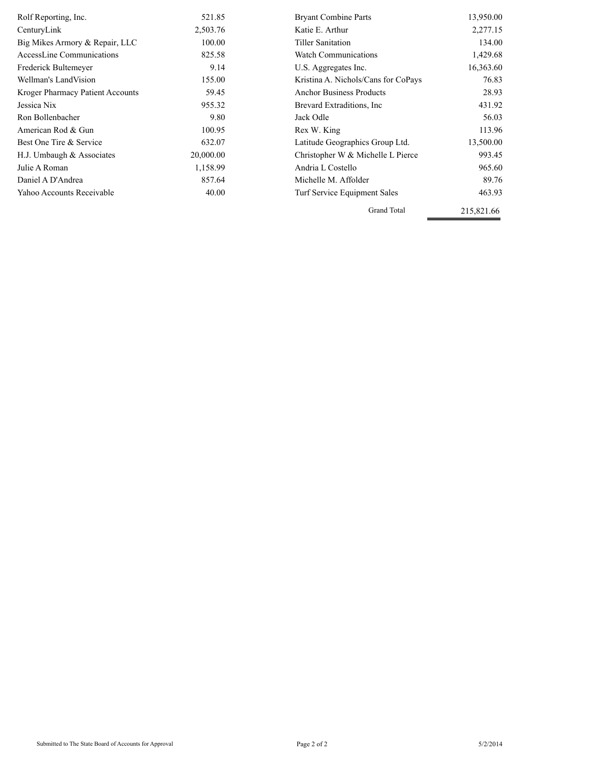| | | | |
|---|---|---|---|
| Rolf Reporting, Inc. | 521.85 | Bryant Combine Parts | 13,950.00 |
| CenturyLink | 2,503.76 | Katie E. Arthur | 2,277.15 |
| Big Mikes Armory & Repair, LLC | 100.00 | Tiller Sanitation | 134.00 |
| AccessLine Communications | 825.58 | Watch Communications | 1,429.68 |
| Frederick Bultemeyer | 9.14 | U.S. Aggregates Inc. | 16,363.60 |
| Wellman's LandVision | 155.00 | Kristina A. Nichols/Cans for CoPays | 76.83 |
| Kroger Pharmacy Patient Accounts | 59.45 | Anchor Business Products | 28.93 |
| Jessica Nix | 955.32 | Brevard Extraditions, Inc | 431.92 |
| Ron Bollenbacher | 9.80 | Jack Odle | 56.03 |
| American Rod & Gun | 100.95 | Rex W. King | 113.96 |
| Best One Tire & Service | 632.07 | Latitude Geographics Group Ltd. | 13,500.00 |
| H.J. Umbaugh & Associates | 20,000.00 | Christopher W & Michelle L Pierce | 993.45 |
| Julie A Roman | 1,158.99 | Andria L Costello | 965.60 |
| Daniel A D'Andrea | 857.64 | Michelle M. Affolder | 89.76 |
| Yahoo Accounts Receivable | 40.00 | Turf Service Equipment Sales | 463.93 |
| | | Grand Total | 215,821.66 |

Submitted to The State Board of Accounts for Approval

5/2/2014